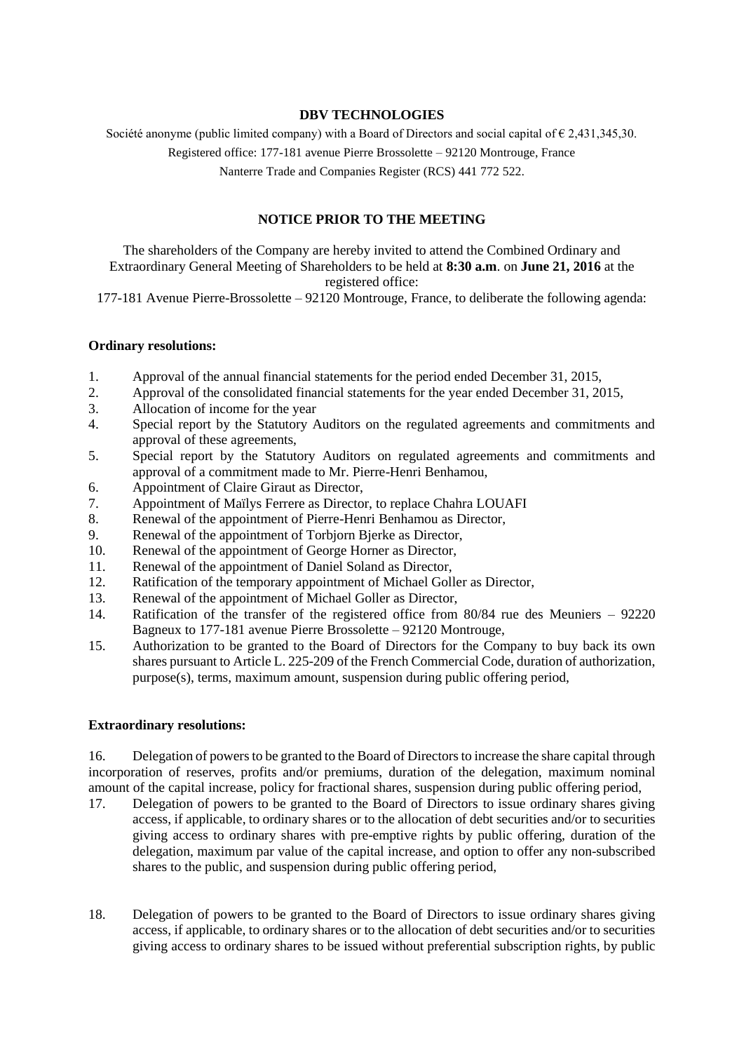**DBV TECHNOLOGIES**

Société anonyme (public limited company) with a Board of Directors and social capital of € 2,431,345,30.

Registered office: 177-181 avenue Pierre Brossolette – 92120 Montrouge, France

Nanterre Trade and Companies Register (RCS) 441 772 522.

## NOTICE PRIOR TO THE MEETING

The shareholders of the Company are hereby invited to attend the Combined Ordinary and Extraordinary General Meeting of Shareholders to be held at **8:30 a.m**. on **June 21, 2016** at the registered office:

177-181 Avenue Pierre-Brossolette – 92120 Montrouge, France, to deliberate the following agenda:

**Ordinary resolutions:**

1. Approval of the annual financial statements for the period ended December 31, 2015,
2. Approval of the consolidated financial statements for the year ended December 31, 2015,
3. Allocation of income for the year
4. Special report by the Statutory Auditors on the regulated agreements and commitments and approval of these agreements,
5. Special report by the Statutory Auditors on regulated agreements and commitments and approval of a commitment made to Mr. Pierre-Henri Benhamou,
6. Appointment of Claire Giraut as Director,
7. Appointment of Maïlys Ferrere as Director, to replace Chahra LOUAFI
8. Renewal of the appointment of Pierre-Henri Benhamou as Director,
9. Renewal of the appointment of Torbjorn Bjerke as Director,
10. Renewal of the appointment of George Horner as Director,
11. Renewal of the appointment of Daniel Soland as Director,
12. Ratification of the temporary appointment of Michael Goller as Director,
13. Renewal of the appointment of Michael Goller as Director,
14. Ratification of the transfer of the registered office from 80/84 rue des Meuniers – 92220 Bagneux to 177-181 avenue Pierre Brossolette – 92120 Montrouge,
15. Authorization to be granted to the Board of Directors for the Company to buy back its own shares pursuant to Article L. 225-209 of the French Commercial Code, duration of authorization, purpose(s), terms, maximum amount, suspension during public offering period,

**Extraordinary resolutions:**

16. Delegation of powers to be granted to the Board of Directors to increase the share capital through incorporation of reserves, profits and/or premiums, duration of the delegation, maximum nominal amount of the capital increase, policy for fractional shares, suspension during public offering period,
17. Delegation of powers to be granted to the Board of Directors to issue ordinary shares giving access, if applicable, to ordinary shares or to the allocation of debt securities and/or to securities giving access to ordinary shares with pre-emptive rights by public offering, duration of the delegation, maximum par value of the capital increase, and option to offer any non-subscribed shares to the public, and suspension during public offering period,
18. Delegation of powers to be granted to the Board of Directors to issue ordinary shares giving access, if applicable, to ordinary shares or to the allocation of debt securities and/or to securities giving access to ordinary shares to be issued without preferential subscription rights, by public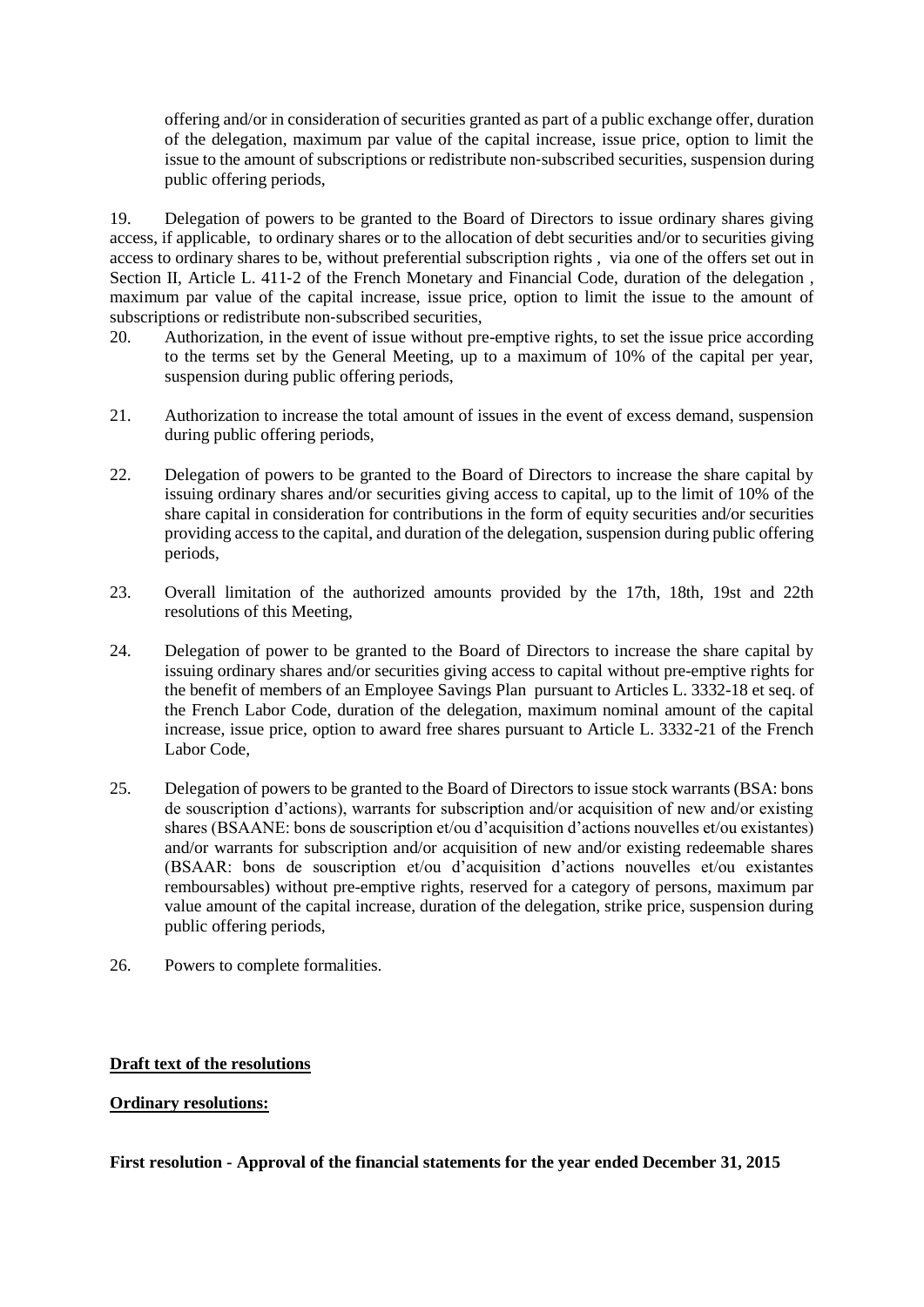offering and/or in consideration of securities granted as part of a public exchange offer, duration of the delegation, maximum par value of the capital increase, issue price, option to limit the issue to the amount of subscriptions or redistribute non-subscribed securities, suspension during public offering periods,

19. Delegation of powers to be granted to the Board of Directors to issue ordinary shares giving access, if applicable, to ordinary shares or to the allocation of debt securities and/or to securities giving access to ordinary shares to be, without preferential subscription rights , via one of the offers set out in Section II, Article L. 411-2 of the French Monetary and Financial Code, duration of the delegation , maximum par value of the capital increase, issue price, option to limit the issue to the amount of subscriptions or redistribute non-subscribed securities,

20. Authorization, in the event of issue without pre-emptive rights, to set the issue price according to the terms set by the General Meeting, up to a maximum of 10% of the capital per year, suspension during public offering periods,

21. Authorization to increase the total amount of issues in the event of excess demand, suspension during public offering periods,

22. Delegation of powers to be granted to the Board of Directors to increase the share capital by issuing ordinary shares and/or securities giving access to capital, up to the limit of 10% of the share capital in consideration for contributions in the form of equity securities and/or securities providing access to the capital, and duration of the delegation, suspension during public offering periods,

23. Overall limitation of the authorized amounts provided by the 17th, 18th, 19st and 22th resolutions of this Meeting,

24. Delegation of power to be granted to the Board of Directors to increase the share capital by issuing ordinary shares and/or securities giving access to capital without pre-emptive rights for the benefit of members of an Employee Savings Plan pursuant to Articles L. 3332-18 et seq. of the French Labor Code, duration of the delegation, maximum nominal amount of the capital increase, issue price, option to award free shares pursuant to Article L. 3332-21 of the French Labor Code,

25. Delegation of powers to be granted to the Board of Directors to issue stock warrants (BSA: bons de souscription d'actions), warrants for subscription and/or acquisition of new and/or existing shares (BSAANE: bons de souscription et/ou d'acquisition d'actions nouvelles et/ou existantes) and/or warrants for subscription and/or acquisition of new and/or existing redeemable shares (BSAAR: bons de souscription et/ou d'acquisition d'actions nouvelles et/ou existantes remboursables) without pre-emptive rights, reserved for a category of persons, maximum par value amount of the capital increase, duration of the delegation, strike price, suspension during public offering periods,

26. Powers to complete formalities.

**Draft text of the resolutions**

**Ordinary resolutions:**

**First resolution - Approval of the financial statements for the year ended December 31, 2015**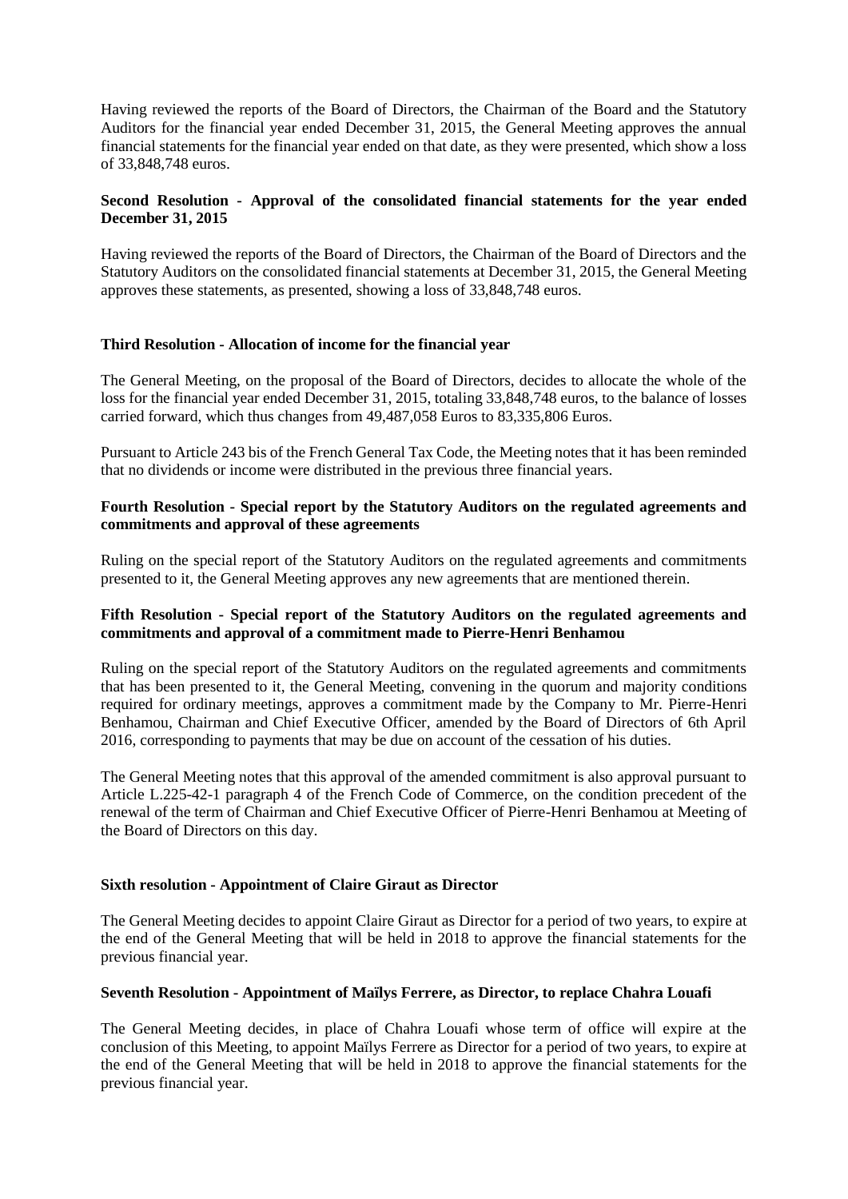Having reviewed the reports of the Board of Directors, the Chairman of the Board and the Statutory Auditors for the financial year ended December 31, 2015, the General Meeting approves the annual financial statements for the financial year ended on that date, as they were presented, which show a loss of 33,848,748 euros.

**Second Resolution - Approval of the consolidated financial statements for the year ended December 31, 2015**

Having reviewed the reports of the Board of Directors, the Chairman of the Board of Directors and the Statutory Auditors on the consolidated financial statements at December 31, 2015, the General Meeting approves these statements, as presented, showing a loss of 33,848,748 euros.

**Third Resolution - Allocation of income for the financial year**

The General Meeting, on the proposal of the Board of Directors, decides to allocate the whole of the loss for the financial year ended December 31, 2015, totaling 33,848,748 euros, to the balance of losses carried forward, which thus changes from 49,487,058 Euros to 83,335,806 Euros.

Pursuant to Article 243 bis of the French General Tax Code, the Meeting notes that it has been reminded that no dividends or income were distributed in the previous three financial years.

**Fourth Resolution - Special report by the Statutory Auditors on the regulated agreements and commitments and approval of these agreements**

Ruling on the special report of the Statutory Auditors on the regulated agreements and commitments presented to it, the General Meeting approves any new agreements that are mentioned therein.

**Fifth Resolution - Special report of the Statutory Auditors on the regulated agreements and commitments and approval of a commitment made to Pierre-Henri Benhamou**

Ruling on the special report of the Statutory Auditors on the regulated agreements and commitments that has been presented to it, the General Meeting, convening in the quorum and majority conditions required for ordinary meetings, approves a commitment made by the Company to Mr. Pierre-Henri Benhamou, Chairman and Chief Executive Officer, amended by the Board of Directors of 6th April 2016, corresponding to payments that may be due on account of the cessation of his duties.

The General Meeting notes that this approval of the amended commitment is also approval pursuant to Article L.225-42-1 paragraph 4 of the French Code of Commerce, on the condition precedent of the renewal of the term of Chairman and Chief Executive Officer of Pierre-Henri Benhamou at Meeting of the Board of Directors on this day.

**Sixth resolution - Appointment of Claire Giraut as Director**

The General Meeting decides to appoint Claire Giraut as Director for a period of two years, to expire at the end of the General Meeting that will be held in 2018 to approve the financial statements for the previous financial year.

**Seventh Resolution - Appointment of Maïlys Ferrere, as Director, to replace Chahra Louafi**

The General Meeting decides, in place of Chahra Louafi whose term of office will expire at the conclusion of this Meeting, to appoint Maïlys Ferrere as Director for a period of two years, to expire at the end of the General Meeting that will be held in 2018 to approve the financial statements for the previous financial year.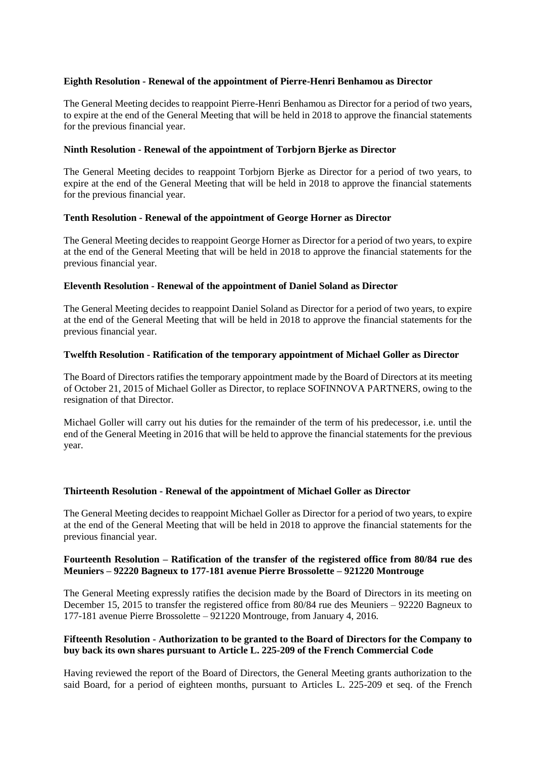**Eighth Resolution - Renewal of the appointment of Pierre-Henri Benhamou as Director**

The General Meeting decides to reappoint Pierre-Henri Benhamou as Director for a period of two years, to expire at the end of the General Meeting that will be held in 2018 to approve the financial statements for the previous financial year.

**Ninth Resolution - Renewal of the appointment of Torbjorn Bjerke as Director**

The General Meeting decides to reappoint Torbjorn Bjerke as Director for a period of two years, to expire at the end of the General Meeting that will be held in 2018 to approve the financial statements for the previous financial year.

**Tenth Resolution - Renewal of the appointment of George Horner as Director**

The General Meeting decides to reappoint George Horner as Director for a period of two years, to expire at the end of the General Meeting that will be held in 2018 to approve the financial statements for the previous financial year.

**Eleventh Resolution - Renewal of the appointment of Daniel Soland as Director**

The General Meeting decides to reappoint Daniel Soland as Director for a period of two years, to expire at the end of the General Meeting that will be held in 2018 to approve the financial statements for the previous financial year.

**Twelfth Resolution - Ratification of the temporary appointment of Michael Goller as Director**

The Board of Directors ratifies the temporary appointment made by the Board of Directors at its meeting of October 21, 2015 of Michael Goller as Director, to replace SOFINNOVA PARTNERS, owing to the resignation of that Director.

Michael Goller will carry out his duties for the remainder of the term of his predecessor, i.e. until the end of the General Meeting in 2016 that will be held to approve the financial statements for the previous year.

**Thirteenth Resolution - Renewal of the appointment of Michael Goller as Director**

The General Meeting decides to reappoint Michael Goller as Director for a period of two years, to expire at the end of the General Meeting that will be held in 2018 to approve the financial statements for the previous financial year.

**Fourteenth Resolution – Ratification of the transfer of the registered office from 80/84 rue des Meuniers – 92220 Bagneux to 177-181 avenue Pierre Brossolette – 921220 Montrouge**

The General Meeting expressly ratifies the decision made by the Board of Directors in its meeting on December 15, 2015 to transfer the registered office from 80/84 rue des Meuniers – 92220 Bagneux to 177-181 avenue Pierre Brossolette – 921220 Montrouge, from January 4, 2016.

**Fifteenth Resolution - Authorization to be granted to the Board of Directors for the Company to buy back its own shares pursuant to Article L. 225-209 of the French Commercial Code**

Having reviewed the report of the Board of Directors, the General Meeting grants authorization to the said Board, for a period of eighteen months, pursuant to Articles L. 225-209 et seq. of the French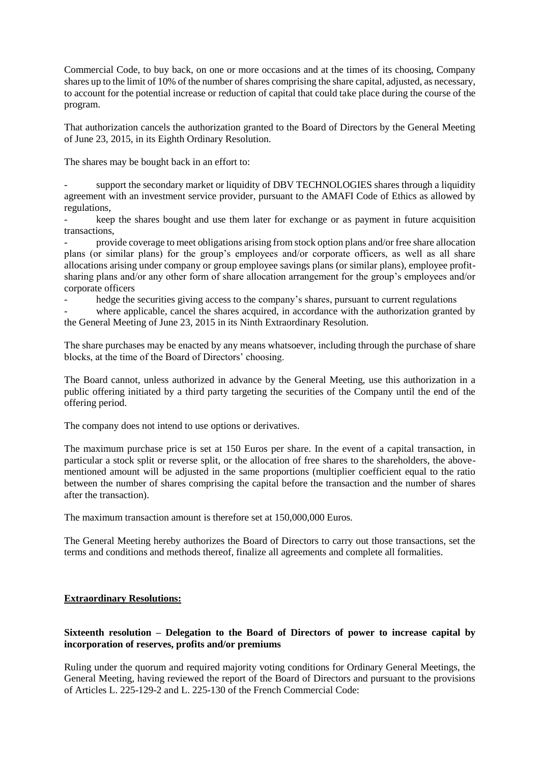Commercial Code, to buy back, on one or more occasions and at the times of its choosing, Company shares up to the limit of 10% of the number of shares comprising the share capital, adjusted, as necessary, to account for the potential increase or reduction of capital that could take place during the course of the program.

That authorization cancels the authorization granted to the Board of Directors by the General Meeting of June 23, 2015, in its Eighth Ordinary Resolution.

The shares may be bought back in an effort to:

- support the secondary market or liquidity of DBV TECHNOLOGIES shares through a liquidity agreement with an investment service provider, pursuant to the AMAFI Code of Ethics as allowed by regulations,
- keep the shares bought and use them later for exchange or as payment in future acquisition transactions,
- provide coverage to meet obligations arising from stock option plans and/or free share allocation plans (or similar plans) for the group's employees and/or corporate officers, as well as all share allocations arising under company or group employee savings plans (or similar plans), employee profit-sharing plans and/or any other form of share allocation arrangement for the group's employees and/or corporate officers
- hedge the securities giving access to the company's shares, pursuant to current regulations
- where applicable, cancel the shares acquired, in accordance with the authorization granted by the General Meeting of June 23, 2015 in its Ninth Extraordinary Resolution.

The share purchases may be enacted by any means whatsoever, including through the purchase of share blocks, at the time of the Board of Directors' choosing.

The Board cannot, unless authorized in advance by the General Meeting, use this authorization in a public offering initiated by a third party targeting the securities of the Company until the end of the offering period.

The company does not intend to use options or derivatives.

The maximum purchase price is set at 150 Euros per share. In the event of a capital transaction, in particular a stock split or reverse split, or the allocation of free shares to the shareholders, the above-mentioned amount will be adjusted in the same proportions (multiplier coefficient equal to the ratio between the number of shares comprising the capital before the transaction and the number of shares after the transaction).

The maximum transaction amount is therefore set at 150,000,000 Euros.

The General Meeting hereby authorizes the Board of Directors to carry out those transactions, set the terms and conditions and methods thereof, finalize all agreements and complete all formalities.

**Extraordinary Resolutions:**

**Sixteenth resolution – Delegation to the Board of Directors of power to increase capital by incorporation of reserves, profits and/or premiums**

Ruling under the quorum and required majority voting conditions for Ordinary General Meetings, the General Meeting, having reviewed the report of the Board of Directors and pursuant to the provisions of Articles L. 225-129-2 and L. 225-130 of the French Commercial Code: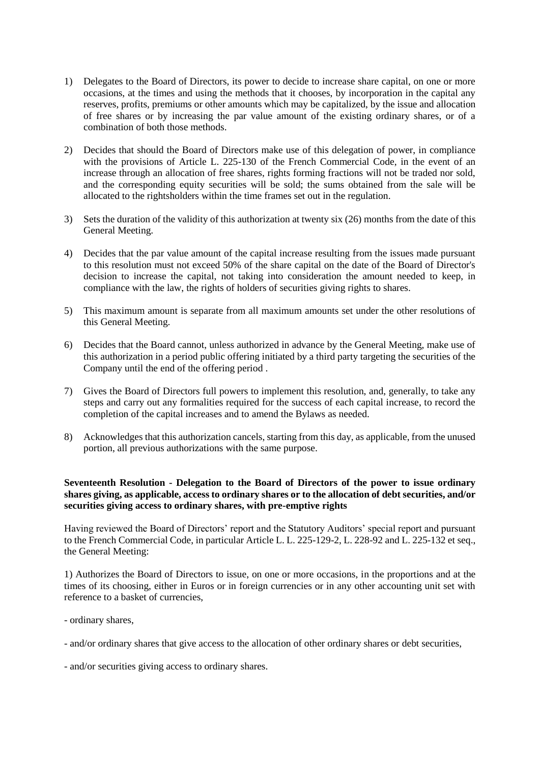1) Delegates to the Board of Directors, its power to decide to increase share capital, on one or more occasions, at the times and using the methods that it chooses, by incorporation in the capital any reserves, profits, premiums or other amounts which may be capitalized, by the issue and allocation of free shares or by increasing the par value amount of the existing ordinary shares, or of a combination of both those methods.

2) Decides that should the Board of Directors make use of this delegation of power, in compliance with the provisions of Article L. 225-130 of the French Commercial Code, in the event of an increase through an allocation of free shares, rights forming fractions will not be traded nor sold, and the corresponding equity securities will be sold; the sums obtained from the sale will be allocated to the rightsholders within the time frames set out in the regulation.

3) Sets the duration of the validity of this authorization at twenty six (26) months from the date of this General Meeting.

4) Decides that the par value amount of the capital increase resulting from the issues made pursuant to this resolution must not exceed 50% of the share capital on the date of the Board of Director's decision to increase the capital, not taking into consideration the amount needed to keep, in compliance with the law, the rights of holders of securities giving rights to shares.

5) This maximum amount is separate from all maximum amounts set under the other resolutions of this General Meeting.

6) Decides that the Board cannot, unless authorized in advance by the General Meeting, make use of this authorization in a period public offering initiated by a third party targeting the securities of the Company until the end of the offering period .

7) Gives the Board of Directors full powers to implement this resolution, and, generally, to take any steps and carry out any formalities required for the success of each capital increase, to record the completion of the capital increases and to amend the Bylaws as needed.

8) Acknowledges that this authorization cancels, starting from this day, as applicable, from the unused portion, all previous authorizations with the same purpose.

**Seventeenth Resolution - Delegation to the Board of Directors of the power to issue ordinary shares giving, as applicable, access to ordinary shares or to the allocation of debt securities, and/or securities giving access to ordinary shares, with pre-emptive rights**

Having reviewed the Board of Directors' report and the Statutory Auditors' special report and pursuant to the French Commercial Code, in particular Article L. L. 225-129-2, L. 228-92 and L. 225-132 et seq., the General Meeting:

1) Authorizes the Board of Directors to issue, on one or more occasions, in the proportions and at the times of its choosing, either in Euros or in foreign currencies or in any other accounting unit set with reference to a basket of currencies,

- ordinary shares,

- and/or ordinary shares that give access to the allocation of other ordinary shares or debt securities,

- and/or securities giving access to ordinary shares.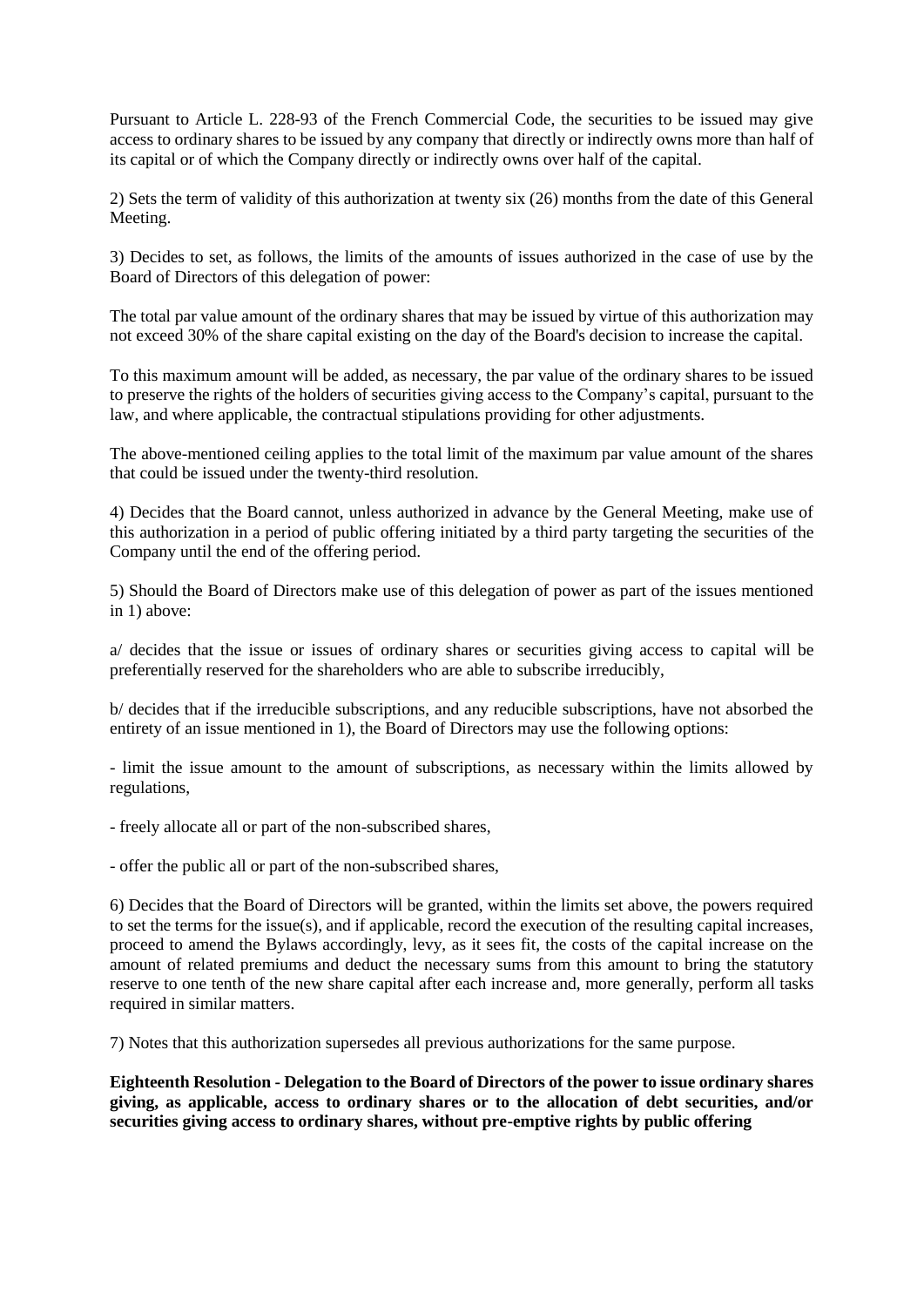Pursuant to Article L. 228-93 of the French Commercial Code, the securities to be issued may give access to ordinary shares to be issued by any company that directly or indirectly owns more than half of its capital or of which the Company directly or indirectly owns over half of the capital.

2) Sets the term of validity of this authorization at twenty six (26) months from the date of this General Meeting.

3) Decides to set, as follows, the limits of the amounts of issues authorized in the case of use by the Board of Directors of this delegation of power:

The total par value amount of the ordinary shares that may be issued by virtue of this authorization may not exceed 30% of the share capital existing on the day of the Board's decision to increase the capital.

To this maximum amount will be added, as necessary, the par value of the ordinary shares to be issued to preserve the rights of the holders of securities giving access to the Company's capital, pursuant to the law, and where applicable, the contractual stipulations providing for other adjustments.

The above-mentioned ceiling applies to the total limit of the maximum par value amount of the shares that could be issued under the twenty-third resolution.

4) Decides that the Board cannot, unless authorized in advance by the General Meeting, make use of this authorization in a period of public offering initiated by a third party targeting the securities of the Company until the end of the offering period.

5) Should the Board of Directors make use of this delegation of power as part of the issues mentioned in 1) above:

a/ decides that the issue or issues of ordinary shares or securities giving access to capital will be preferentially reserved for the shareholders who are able to subscribe irreducibly,

b/ decides that if the irreducible subscriptions, and any reducible subscriptions, have not absorbed the entirety of an issue mentioned in 1), the Board of Directors may use the following options:

- limit the issue amount to the amount of subscriptions, as necessary within the limits allowed by regulations,

- freely allocate all or part of the non-subscribed shares,

- offer the public all or part of the non-subscribed shares,

6) Decides that the Board of Directors will be granted, within the limits set above, the powers required to set the terms for the issue(s), and if applicable, record the execution of the resulting capital increases, proceed to amend the Bylaws accordingly, levy, as it sees fit, the costs of the capital increase on the amount of related premiums and deduct the necessary sums from this amount to bring the statutory reserve to one tenth of the new share capital after each increase and, more generally, perform all tasks required in similar matters.

7) Notes that this authorization supersedes all previous authorizations for the same purpose.

**Eighteenth Resolution - Delegation to the Board of Directors of the power to issue ordinary shares giving, as applicable, access to ordinary shares or to the allocation of debt securities, and/or securities giving access to ordinary shares, without pre-emptive rights by public offering**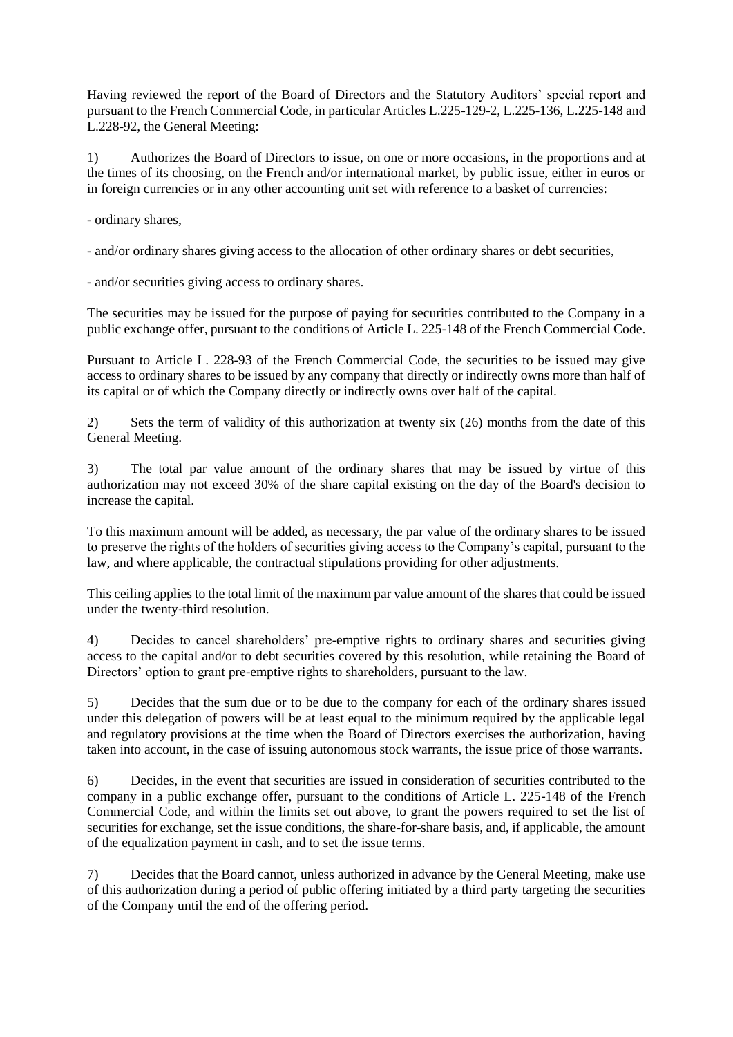Having reviewed the report of the Board of Directors and the Statutory Auditors' special report and pursuant to the French Commercial Code, in particular Articles L.225-129-2, L.225-136, L.225-148 and L.228-92, the General Meeting:

1) Authorizes the Board of Directors to issue, on one or more occasions, in the proportions and at the times of its choosing, on the French and/or international market, by public issue, either in euros or in foreign currencies or in any other accounting unit set with reference to a basket of currencies:

- ordinary shares,

- and/or ordinary shares giving access to the allocation of other ordinary shares or debt securities,

- and/or securities giving access to ordinary shares.

The securities may be issued for the purpose of paying for securities contributed to the Company in a public exchange offer, pursuant to the conditions of Article L. 225-148 of the French Commercial Code.

Pursuant to Article L. 228-93 of the French Commercial Code, the securities to be issued may give access to ordinary shares to be issued by any company that directly or indirectly owns more than half of its capital or of which the Company directly or indirectly owns over half of the capital.

2) Sets the term of validity of this authorization at twenty six (26) months from the date of this General Meeting.

3) The total par value amount of the ordinary shares that may be issued by virtue of this authorization may not exceed 30% of the share capital existing on the day of the Board's decision to increase the capital.

To this maximum amount will be added, as necessary, the par value of the ordinary shares to be issued to preserve the rights of the holders of securities giving access to the Company's capital, pursuant to the law, and where applicable, the contractual stipulations providing for other adjustments.

This ceiling applies to the total limit of the maximum par value amount of the shares that could be issued under the twenty-third resolution.

4) Decides to cancel shareholders' pre-emptive rights to ordinary shares and securities giving access to the capital and/or to debt securities covered by this resolution, while retaining the Board of Directors' option to grant pre-emptive rights to shareholders, pursuant to the law.

5) Decides that the sum due or to be due to the company for each of the ordinary shares issued under this delegation of powers will be at least equal to the minimum required by the applicable legal and regulatory provisions at the time when the Board of Directors exercises the authorization, having taken into account, in the case of issuing autonomous stock warrants, the issue price of those warrants.

6) Decides, in the event that securities are issued in consideration of securities contributed to the company in a public exchange offer, pursuant to the conditions of Article L. 225-148 of the French Commercial Code, and within the limits set out above, to grant the powers required to set the list of securities for exchange, set the issue conditions, the share-for-share basis, and, if applicable, the amount of the equalization payment in cash, and to set the issue terms.

7) Decides that the Board cannot, unless authorized in advance by the General Meeting, make use of this authorization during a period of public offering initiated by a third party targeting the securities of the Company until the end of the offering period.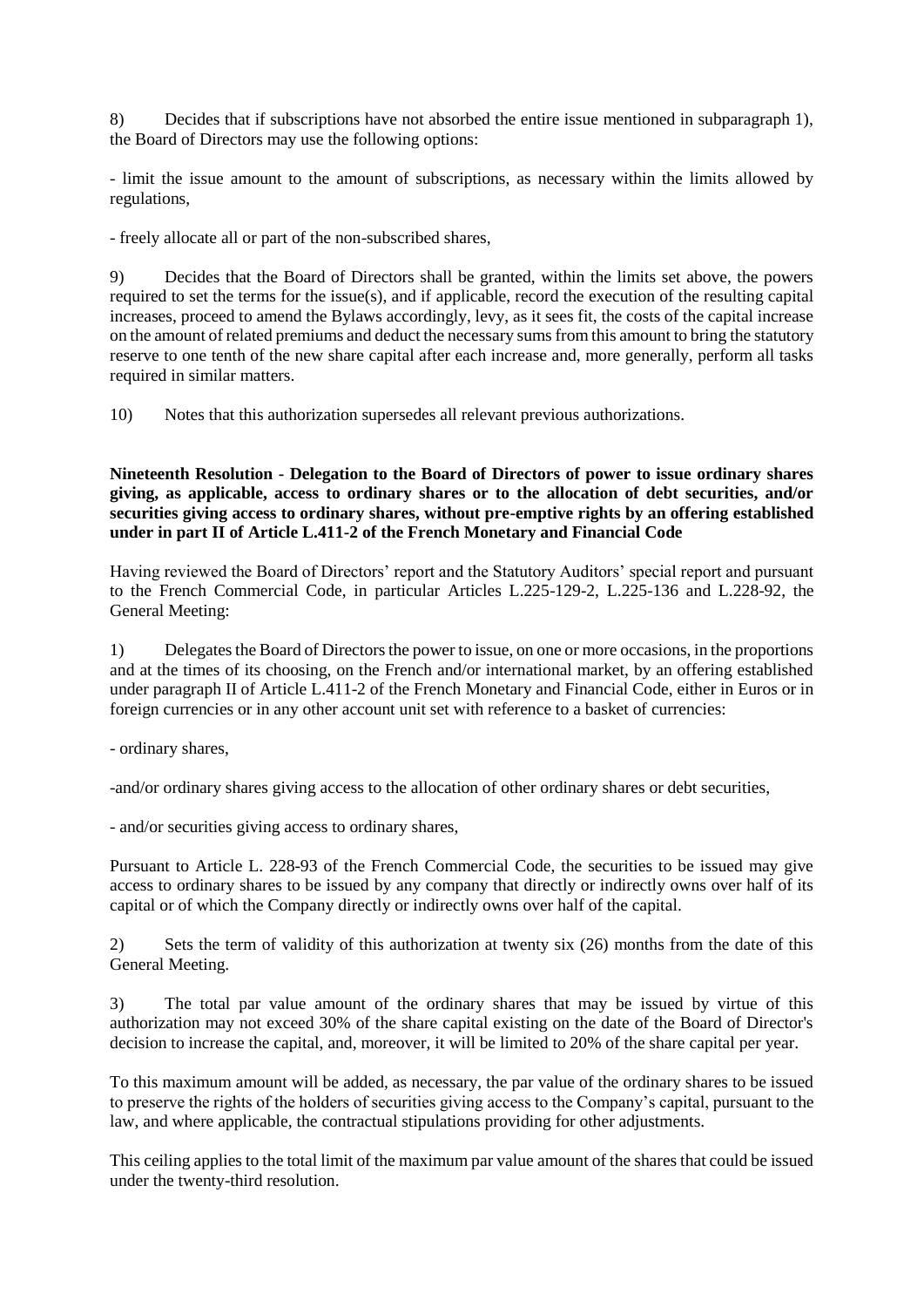8) Decides that if subscriptions have not absorbed the entire issue mentioned in subparagraph 1), the Board of Directors may use the following options:

- limit the issue amount to the amount of subscriptions, as necessary within the limits allowed by regulations,

- freely allocate all or part of the non-subscribed shares,

9) Decides that the Board of Directors shall be granted, within the limits set above, the powers required to set the terms for the issue(s), and if applicable, record the execution of the resulting capital increases, proceed to amend the Bylaws accordingly, levy, as it sees fit, the costs of the capital increase on the amount of related premiums and deduct the necessary sums from this amount to bring the statutory reserve to one tenth of the new share capital after each increase and, more generally, perform all tasks required in similar matters.

10) Notes that this authorization supersedes all relevant previous authorizations.

**Nineteenth Resolution - Delegation to the Board of Directors of power to issue ordinary shares giving, as applicable, access to ordinary shares or to the allocation of debt securities, and/or securities giving access to ordinary shares, without pre-emptive rights by an offering established under in part II of Article L.411-2 of the French Monetary and Financial Code**

Having reviewed the Board of Directors' report and the Statutory Auditors' special report and pursuant to the French Commercial Code, in particular Articles L.225-129-2, L.225-136 and L.228-92, the General Meeting:

1) Delegates the Board of Directors the power to issue, on one or more occasions, in the proportions and at the times of its choosing, on the French and/or international market, by an offering established under paragraph II of Article L.411-2 of the French Monetary and Financial Code, either in Euros or in foreign currencies or in any other account unit set with reference to a basket of currencies:

- ordinary shares,

-and/or ordinary shares giving access to the allocation of other ordinary shares or debt securities,

- and/or securities giving access to ordinary shares,

Pursuant to Article L. 228-93 of the French Commercial Code, the securities to be issued may give access to ordinary shares to be issued by any company that directly or indirectly owns over half of its capital or of which the Company directly or indirectly owns over half of the capital.

2) Sets the term of validity of this authorization at twenty six (26) months from the date of this General Meeting.

3) The total par value amount of the ordinary shares that may be issued by virtue of this authorization may not exceed 30% of the share capital existing on the date of the Board of Director's decision to increase the capital, and, moreover, it will be limited to 20% of the share capital per year.

To this maximum amount will be added, as necessary, the par value of the ordinary shares to be issued to preserve the rights of the holders of securities giving access to the Company's capital, pursuant to the law, and where applicable, the contractual stipulations providing for other adjustments.

This ceiling applies to the total limit of the maximum par value amount of the shares that could be issued under the twenty-third resolution.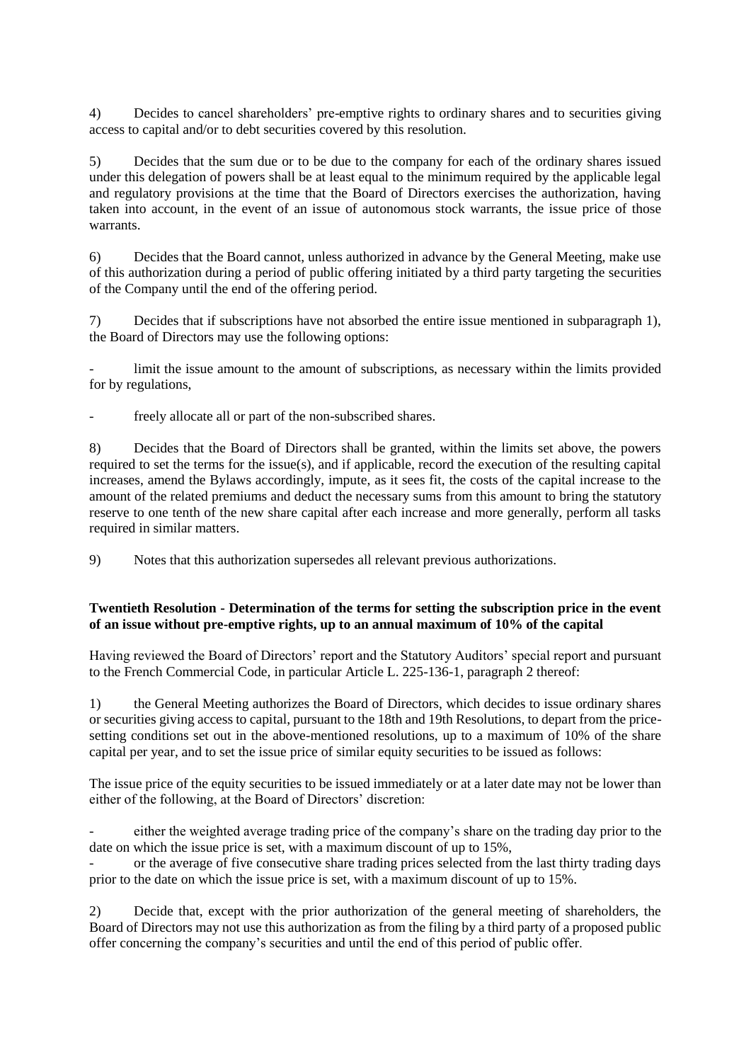4) Decides to cancel shareholders' pre-emptive rights to ordinary shares and to securities giving access to capital and/or to debt securities covered by this resolution.

5) Decides that the sum due or to be due to the company for each of the ordinary shares issued under this delegation of powers shall be at least equal to the minimum required by the applicable legal and regulatory provisions at the time that the Board of Directors exercises the authorization, having taken into account, in the event of an issue of autonomous stock warrants, the issue price of those warrants.

6) Decides that the Board cannot, unless authorized in advance by the General Meeting, make use of this authorization during a period of public offering initiated by a third party targeting the securities of the Company until the end of the offering period.

7) Decides that if subscriptions have not absorbed the entire issue mentioned in subparagraph 1), the Board of Directors may use the following options:

- limit the issue amount to the amount of subscriptions, as necessary within the limits provided for by regulations,
- freely allocate all or part of the non-subscribed shares.

8) Decides that the Board of Directors shall be granted, within the limits set above, the powers required to set the terms for the issue(s), and if applicable, record the execution of the resulting capital increases, amend the Bylaws accordingly, impute, as it sees fit, the costs of the capital increase to the amount of the related premiums and deduct the necessary sums from this amount to bring the statutory reserve to one tenth of the new share capital after each increase and more generally, perform all tasks required in similar matters.

9) Notes that this authorization supersedes all relevant previous authorizations.

**Twentieth Resolution - Determination of the terms for setting the subscription price in the event of an issue without pre-emptive rights, up to an annual maximum of 10% of the capital**

Having reviewed the Board of Directors' report and the Statutory Auditors' special report and pursuant to the French Commercial Code, in particular Article L. 225-136-1, paragraph 2 thereof:

1) the General Meeting authorizes the Board of Directors, which decides to issue ordinary shares or securities giving access to capital, pursuant to the 18th and 19th Resolutions, to depart from the price-setting conditions set out in the above-mentioned resolutions, up to a maximum of 10% of the share capital per year, and to set the issue price of similar equity securities to be issued as follows:

The issue price of the equity securities to be issued immediately or at a later date may not be lower than either of the following, at the Board of Directors' discretion:

- either the weighted average trading price of the company's share on the trading day prior to the date on which the issue price is set, with a maximum discount of up to 15%,
- or the average of five consecutive share trading prices selected from the last thirty trading days prior to the date on which the issue price is set, with a maximum discount of up to 15%.

2) Decide that, except with the prior authorization of the general meeting of shareholders, the Board of Directors may not use this authorization as from the filing by a third party of a proposed public offer concerning the company's securities and until the end of this period of public offer.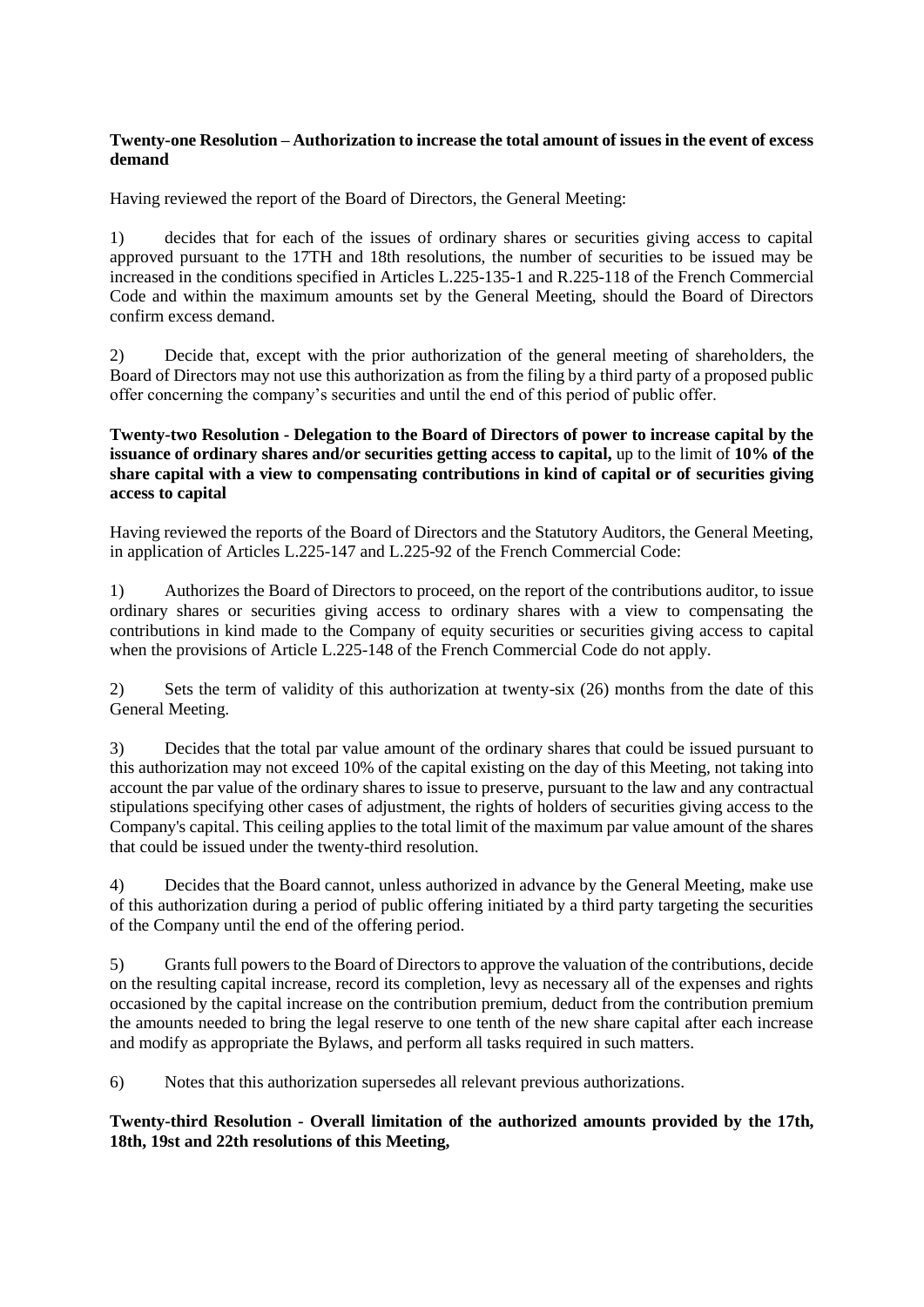**Twenty-one Resolution – Authorization to increase the total amount of issues in the event of excess demand**

Having reviewed the report of the Board of Directors, the General Meeting:

1) decides that for each of the issues of ordinary shares or securities giving access to capital approved pursuant to the 17TH and 18th resolutions, the number of securities to be issued may be increased in the conditions specified in Articles L.225-135-1 and R.225-118 of the French Commercial Code and within the maximum amounts set by the General Meeting, should the Board of Directors confirm excess demand.

2) Decide that, except with the prior authorization of the general meeting of shareholders, the Board of Directors may not use this authorization as from the filing by a third party of a proposed public offer concerning the company's securities and until the end of this period of public offer.

**Twenty-two Resolution - Delegation to the Board of Directors of power to increase capital by the issuance of ordinary shares and/or securities getting access to capital,** up to the limit of **10% of the share capital with a view to compensating contributions in kind of capital or of securities giving access to capital**

Having reviewed the reports of the Board of Directors and the Statutory Auditors, the General Meeting, in application of Articles L.225-147 and L.225-92 of the French Commercial Code:

1) Authorizes the Board of Directors to proceed, on the report of the contributions auditor, to issue ordinary shares or securities giving access to ordinary shares with a view to compensating the contributions in kind made to the Company of equity securities or securities giving access to capital when the provisions of Article L.225-148 of the French Commercial Code do not apply.

2) Sets the term of validity of this authorization at twenty-six (26) months from the date of this General Meeting.

3) Decides that the total par value amount of the ordinary shares that could be issued pursuant to this authorization may not exceed 10% of the capital existing on the day of this Meeting, not taking into account the par value of the ordinary shares to issue to preserve, pursuant to the law and any contractual stipulations specifying other cases of adjustment, the rights of holders of securities giving access to the Company's capital. This ceiling applies to the total limit of the maximum par value amount of the shares that could be issued under the twenty-third resolution.

4) Decides that the Board cannot, unless authorized in advance by the General Meeting, make use of this authorization during a period of public offering initiated by a third party targeting the securities of the Company until the end of the offering period.

5) Grants full powers to the Board of Directors to approve the valuation of the contributions, decide on the resulting capital increase, record its completion, levy as necessary all of the expenses and rights occasioned by the capital increase on the contribution premium, deduct from the contribution premium the amounts needed to bring the legal reserve to one tenth of the new share capital after each increase and modify as appropriate the Bylaws, and perform all tasks required in such matters.

6) Notes that this authorization supersedes all relevant previous authorizations.

**Twenty-third Resolution - Overall limitation of the authorized amounts provided by the 17th, 18th, 19st and 22th resolutions of this Meeting,**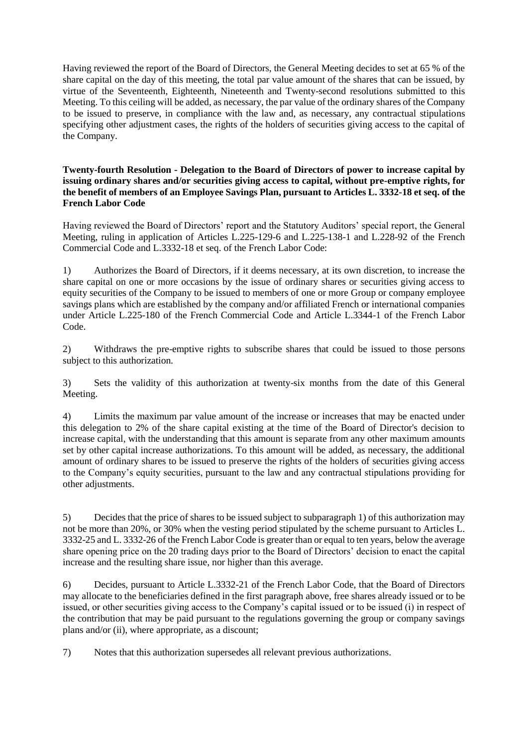Having reviewed the report of the Board of Directors, the General Meeting decides to set at 65 % of the share capital on the day of this meeting, the total par value amount of the shares that can be issued, by virtue of the Seventeenth, Eighteenth, Nineteenth and Twenty-second resolutions submitted to this Meeting. To this ceiling will be added, as necessary, the par value of the ordinary shares of the Company to be issued to preserve, in compliance with the law and, as necessary, any contractual stipulations specifying other adjustment cases, the rights of the holders of securities giving access to the capital of the Company.

**Twenty-fourth Resolution - Delegation to the Board of Directors of power to increase capital by issuing ordinary shares and/or securities giving access to capital, without pre-emptive rights, for the benefit of members of an Employee Savings Plan, pursuant to Articles L. 3332-18 et seq. of the French Labor Code**

Having reviewed the Board of Directors' report and the Statutory Auditors' special report, the General Meeting, ruling in application of Articles L.225-129-6 and L.225-138-1 and L.228-92 of the French Commercial Code and L.3332-18 et seq. of the French Labor Code:

1) Authorizes the Board of Directors, if it deems necessary, at its own discretion, to increase the share capital on one or more occasions by the issue of ordinary shares or securities giving access to equity securities of the Company to be issued to members of one or more Group or company employee savings plans which are established by the company and/or affiliated French or international companies under Article L.225-180 of the French Commercial Code and Article L.3344-1 of the French Labor Code.

2) Withdraws the pre-emptive rights to subscribe shares that could be issued to those persons subject to this authorization.

3) Sets the validity of this authorization at twenty-six months from the date of this General Meeting.

4) Limits the maximum par value amount of the increase or increases that may be enacted under this delegation to 2% of the share capital existing at the time of the Board of Director's decision to increase capital, with the understanding that this amount is separate from any other maximum amounts set by other capital increase authorizations. To this amount will be added, as necessary, the additional amount of ordinary shares to be issued to preserve the rights of the holders of securities giving access to the Company's equity securities, pursuant to the law and any contractual stipulations providing for other adjustments.

5) Decides that the price of shares to be issued subject to subparagraph 1) of this authorization may not be more than 20%, or 30% when the vesting period stipulated by the scheme pursuant to Articles L. 3332-25 and L. 3332-26 of the French Labor Code is greater than or equal to ten years, below the average share opening price on the 20 trading days prior to the Board of Directors' decision to enact the capital increase and the resulting share issue, nor higher than this average.

6) Decides, pursuant to Article L.3332-21 of the French Labor Code, that the Board of Directors may allocate to the beneficiaries defined in the first paragraph above, free shares already issued or to be issued, or other securities giving access to the Company's capital issued or to be issued (i) in respect of the contribution that may be paid pursuant to the regulations governing the group or company savings plans and/or (ii), where appropriate, as a discount;

7) Notes that this authorization supersedes all relevant previous authorizations.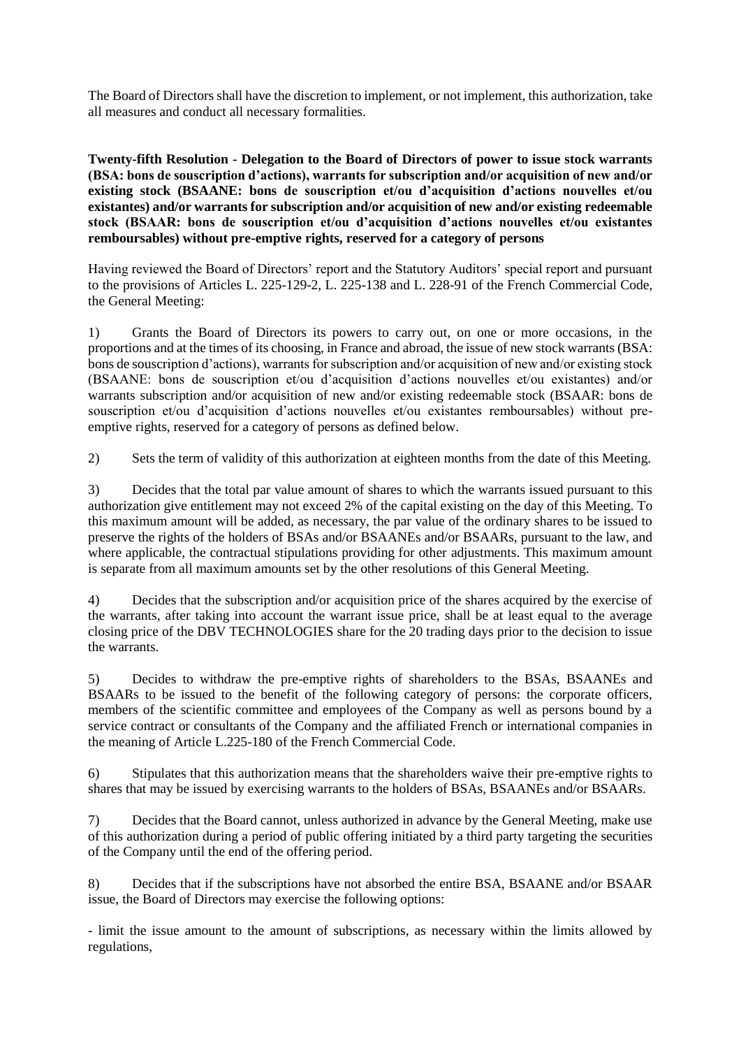The Board of Directors shall have the discretion to implement, or not implement, this authorization, take all measures and conduct all necessary formalities.

**Twenty-fifth Resolution - Delegation to the Board of Directors of power to issue stock warrants (BSA: bons de souscription d'actions), warrants for subscription and/or acquisition of new and/or existing stock (BSAANE: bons de souscription et/ou d'acquisition d'actions nouvelles et/ou existantes) and/or warrants for subscription and/or acquisition of new and/or existing redeemable stock (BSAAR: bons de souscription et/ou d'acquisition d'actions nouvelles et/ou existantes remboursables) without pre-emptive rights, reserved for a category of persons**

Having reviewed the Board of Directors' report and the Statutory Auditors' special report and pursuant to the provisions of Articles L. 225-129-2, L. 225-138 and L. 228-91 of the French Commercial Code, the General Meeting:

1) Grants the Board of Directors its powers to carry out, on one or more occasions, in the proportions and at the times of its choosing, in France and abroad, the issue of new stock warrants (BSA: bons de souscription d'actions), warrants for subscription and/or acquisition of new and/or existing stock (BSAANE: bons de souscription et/ou d'acquisition d'actions nouvelles et/ou existantes) and/or warrants subscription and/or acquisition of new and/or existing redeemable stock (BSAAR: bons de souscription et/ou d'acquisition d'actions nouvelles et/ou existantes remboursables) without pre-emptive rights, reserved for a category of persons as defined below.

2) Sets the term of validity of this authorization at eighteen months from the date of this Meeting.

3) Decides that the total par value amount of shares to which the warrants issued pursuant to this authorization give entitlement may not exceed 2% of the capital existing on the day of this Meeting. To this maximum amount will be added, as necessary, the par value of the ordinary shares to be issued to preserve the rights of the holders of BSAs and/or BSAANEs and/or BSAARs, pursuant to the law, and where applicable, the contractual stipulations providing for other adjustments. This maximum amount is separate from all maximum amounts set by the other resolutions of this General Meeting.

4) Decides that the subscription and/or acquisition price of the shares acquired by the exercise of the warrants, after taking into account the warrant issue price, shall be at least equal to the average closing price of the DBV TECHNOLOGIES share for the 20 trading days prior to the decision to issue the warrants.

5) Decides to withdraw the pre-emptive rights of shareholders to the BSAs, BSAANEs and BSAARs to be issued to the benefit of the following category of persons: the corporate officers, members of the scientific committee and employees of the Company as well as persons bound by a service contract or consultants of the Company and the affiliated French or international companies in the meaning of Article L.225-180 of the French Commercial Code.

6) Stipulates that this authorization means that the shareholders waive their pre-emptive rights to shares that may be issued by exercising warrants to the holders of BSAs, BSAANEs and/or BSAARs.

7) Decides that the Board cannot, unless authorized in advance by the General Meeting, make use of this authorization during a period of public offering initiated by a third party targeting the securities of the Company until the end of the offering period.

8) Decides that if the subscriptions have not absorbed the entire BSA, BSAANE and/or BSAAR issue, the Board of Directors may exercise the following options:

- limit the issue amount to the amount of subscriptions, as necessary within the limits allowed by regulations,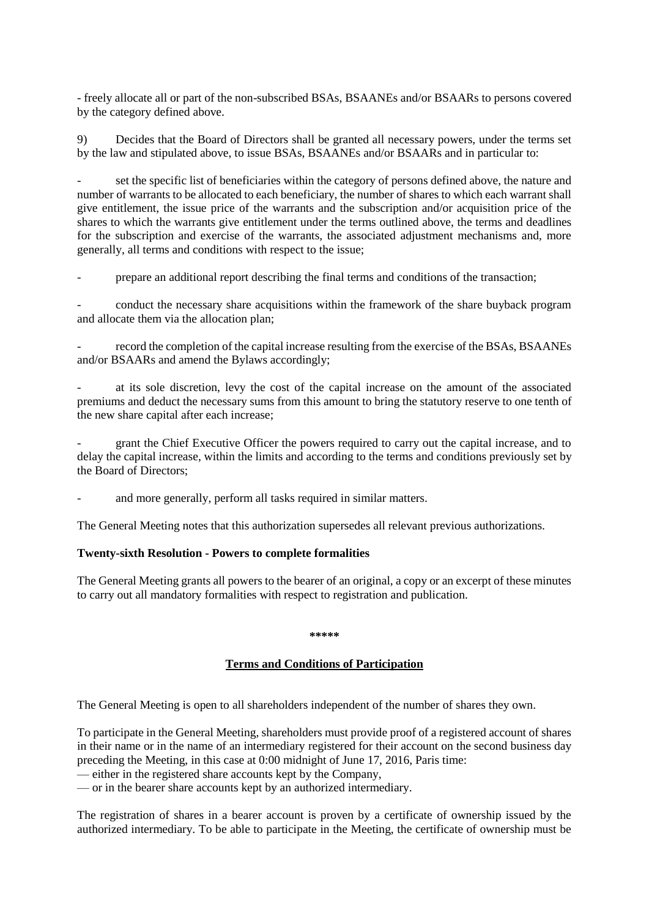- freely allocate all or part of the non-subscribed BSAs, BSAANEs and/or BSAARs to persons covered by the category defined above.

9) Decides that the Board of Directors shall be granted all necessary powers, under the terms set by the law and stipulated above, to issue BSAs, BSAANEs and/or BSAARs and in particular to:

- set the specific list of beneficiaries within the category of persons defined above, the nature and number of warrants to be allocated to each beneficiary, the number of shares to which each warrant shall give entitlement, the issue price of the warrants and the subscription and/or acquisition price of the shares to which the warrants give entitlement under the terms outlined above, the terms and deadlines for the subscription and exercise of the warrants, the associated adjustment mechanisms and, more generally, all terms and conditions with respect to the issue;

- prepare an additional report describing the final terms and conditions of the transaction;

- conduct the necessary share acquisitions within the framework of the share buyback program and allocate them via the allocation plan;

- record the completion of the capital increase resulting from the exercise of the BSAs, BSAANEs and/or BSAARs and amend the Bylaws accordingly;

- at its sole discretion, levy the cost of the capital increase on the amount of the associated premiums and deduct the necessary sums from this amount to bring the statutory reserve to one tenth of the new share capital after each increase;

- grant the Chief Executive Officer the powers required to carry out the capital increase, and to delay the capital increase, within the limits and according to the terms and conditions previously set by the Board of Directors;

- and more generally, perform all tasks required in similar matters.

The General Meeting notes that this authorization supersedes all relevant previous authorizations.

**Twenty-sixth Resolution - Powers to complete formalities**

The General Meeting grants all powers to the bearer of an original, a copy or an excerpt of these minutes to carry out all mandatory formalities with respect to registration and publication.

**\*\*\*\*\***

## Terms and Conditions of Participation

The General Meeting is open to all shareholders independent of the number of shares they own.

To participate in the General Meeting, shareholders must provide proof of a registered account of shares in their name or in the name of an intermediary registered for their account on the second business day preceding the Meeting, in this case at 0:00 midnight of June 17, 2016, Paris time:

— either in the registered share accounts kept by the Company,

— or in the bearer share accounts kept by an authorized intermediary.

The registration of shares in a bearer account is proven by a certificate of ownership issued by the authorized intermediary. To be able to participate in the Meeting, the certificate of ownership must be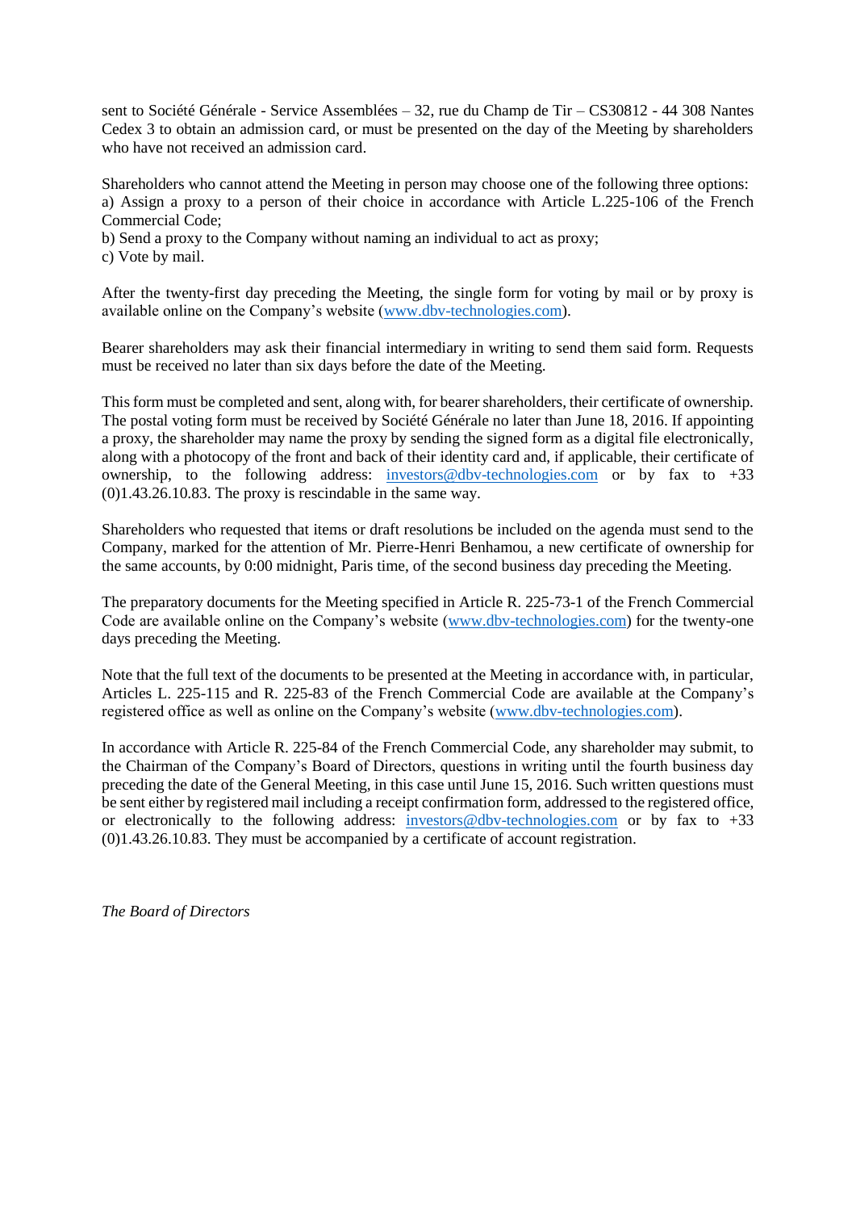sent to Société Générale - Service Assemblées – 32, rue du Champ de Tir – CS30812 - 44 308 Nantes Cedex 3 to obtain an admission card, or must be presented on the day of the Meeting by shareholders who have not received an admission card.

Shareholders who cannot attend the Meeting in person may choose one of the following three options:
a) Assign a proxy to a person of their choice in accordance with Article L.225-106 of the French Commercial Code;
b) Send a proxy to the Company without naming an individual to act as proxy;
c) Vote by mail.

After the twenty-first day preceding the Meeting, the single form for voting by mail or by proxy is available online on the Company's website (www.dbv-technologies.com).

Bearer shareholders may ask their financial intermediary in writing to send them said form. Requests must be received no later than six days before the date of the Meeting.

This form must be completed and sent, along with, for bearer shareholders, their certificate of ownership. The postal voting form must be received by Société Générale no later than June 18, 2016. If appointing a proxy, the shareholder may name the proxy by sending the signed form as a digital file electronically, along with a photocopy of the front and back of their identity card and, if applicable, their certificate of ownership, to the following address: investors@dbv-technologies.com or by fax to +33 (0)1.43.26.10.83. The proxy is rescindable in the same way.

Shareholders who requested that items or draft resolutions be included on the agenda must send to the Company, marked for the attention of Mr. Pierre-Henri Benhamou, a new certificate of ownership for the same accounts, by 0:00 midnight, Paris time, of the second business day preceding the Meeting.

The preparatory documents for the Meeting specified in Article R. 225-73-1 of the French Commercial Code are available online on the Company's website (www.dbv-technologies.com) for the twenty-one days preceding the Meeting.

Note that the full text of the documents to be presented at the Meeting in accordance with, in particular, Articles L. 225-115 and R. 225-83 of the French Commercial Code are available at the Company's registered office as well as online on the Company's website (www.dbv-technologies.com).

In accordance with Article R. 225-84 of the French Commercial Code, any shareholder may submit, to the Chairman of the Company's Board of Directors, questions in writing until the fourth business day preceding the date of the General Meeting, in this case until June 15, 2016. Such written questions must be sent either by registered mail including a receipt confirmation form, addressed to the registered office, or electronically to the following address: investors@dbv-technologies.com or by fax to +33 (0)1.43.26.10.83. They must be accompanied by a certificate of account registration.

*The Board of Directors*